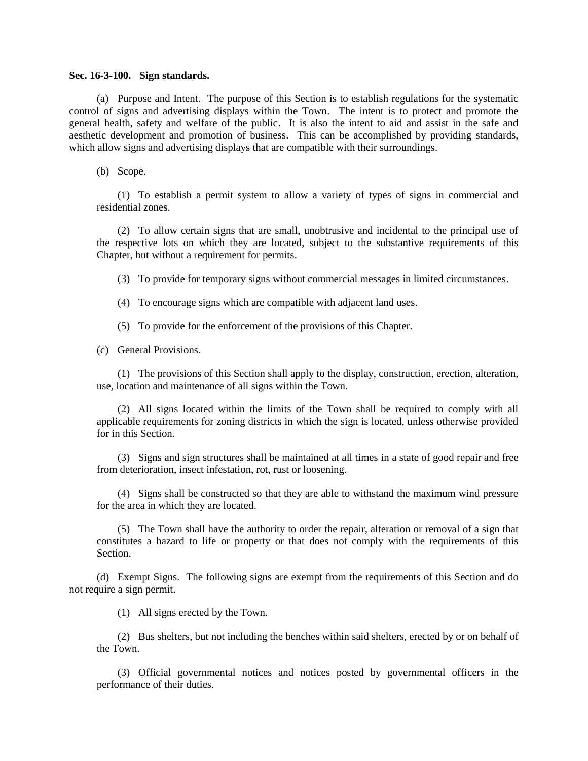**Sec. 16-3-100. Sign standards.**

(a) Purpose and Intent. The purpose of this Section is to establish regulations for the systematic control of signs and advertising displays within the Town. The intent is to protect and promote the general health, safety and welfare of the public. It is also the intent to aid and assist in the safe and aesthetic development and promotion of business. This can be accomplished by providing standards, which allow signs and advertising displays that are compatible with their surroundings.

(b) Scope.

(1) To establish a permit system to allow a variety of types of signs in commercial and residential zones.

(2) To allow certain signs that are small, unobtrusive and incidental to the principal use of the respective lots on which they are located, subject to the substantive requirements of this Chapter, but without a requirement for permits.

(3) To provide for temporary signs without commercial messages in limited circumstances.

(4) To encourage signs which are compatible with adjacent land uses.

(5) To provide for the enforcement of the provisions of this Chapter.

(c) General Provisions.

(1) The provisions of this Section shall apply to the display, construction, erection, alteration, use, location and maintenance of all signs within the Town.

(2) All signs located within the limits of the Town shall be required to comply with all applicable requirements for zoning districts in which the sign is located, unless otherwise provided for in this Section.

(3) Signs and sign structures shall be maintained at all times in a state of good repair and free from deterioration, insect infestation, rot, rust or loosening.

(4) Signs shall be constructed so that they are able to withstand the maximum wind pressure for the area in which they are located.

(5) The Town shall have the authority to order the repair, alteration or removal of a sign that constitutes a hazard to life or property or that does not comply with the requirements of this Section.

(d) Exempt Signs. The following signs are exempt from the requirements of this Section and do not require a sign permit.

(1) All signs erected by the Town.

(2) Bus shelters, but not including the benches within said shelters, erected by or on behalf of the Town.

(3) Official governmental notices and notices posted by governmental officers in the performance of their duties.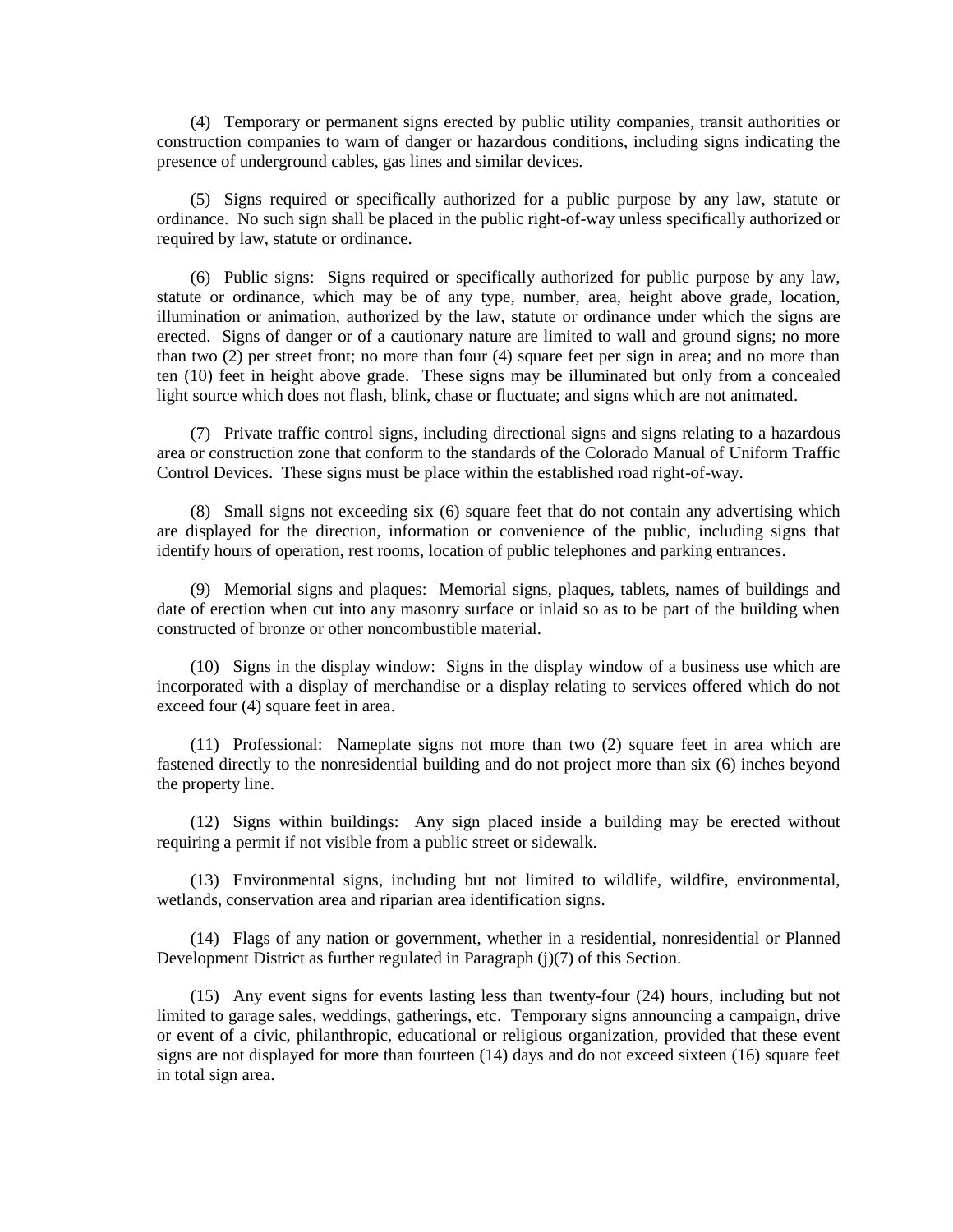(4) Temporary or permanent signs erected by public utility companies, transit authorities or construction companies to warn of danger or hazardous conditions, including signs indicating the presence of underground cables, gas lines and similar devices.

(5) Signs required or specifically authorized for a public purpose by any law, statute or ordinance. No such sign shall be placed in the public right-of-way unless specifically authorized or required by law, statute or ordinance.

(6) Public signs: Signs required or specifically authorized for public purpose by any law, statute or ordinance, which may be of any type, number, area, height above grade, location, illumination or animation, authorized by the law, statute or ordinance under which the signs are erected. Signs of danger or of a cautionary nature are limited to wall and ground signs; no more than two (2) per street front; no more than four (4) square feet per sign in area; and no more than ten (10) feet in height above grade. These signs may be illuminated but only from a concealed light source which does not flash, blink, chase or fluctuate; and signs which are not animated.

(7) Private traffic control signs, including directional signs and signs relating to a hazardous area or construction zone that conform to the standards of the Colorado Manual of Uniform Traffic Control Devices. These signs must be place within the established road right-of-way.

(8) Small signs not exceeding six (6) square feet that do not contain any advertising which are displayed for the direction, information or convenience of the public, including signs that identify hours of operation, rest rooms, location of public telephones and parking entrances.

(9) Memorial signs and plaques: Memorial signs, plaques, tablets, names of buildings and date of erection when cut into any masonry surface or inlaid so as to be part of the building when constructed of bronze or other noncombustible material.

(10) Signs in the display window: Signs in the display window of a business use which are incorporated with a display of merchandise or a display relating to services offered which do not exceed four (4) square feet in area.

(11) Professional: Nameplate signs not more than two (2) square feet in area which are fastened directly to the nonresidential building and do not project more than six (6) inches beyond the property line.

(12) Signs within buildings: Any sign placed inside a building may be erected without requiring a permit if not visible from a public street or sidewalk.

(13) Environmental signs, including but not limited to wildlife, wildfire, environmental, wetlands, conservation area and riparian area identification signs.

(14) Flags of any nation or government, whether in a residential, nonresidential or Planned Development District as further regulated in Paragraph (j)(7) of this Section.

(15) Any event signs for events lasting less than twenty-four (24) hours, including but not limited to garage sales, weddings, gatherings, etc. Temporary signs announcing a campaign, drive or event of a civic, philanthropic, educational or religious organization, provided that these event signs are not displayed for more than fourteen (14) days and do not exceed sixteen (16) square feet in total sign area.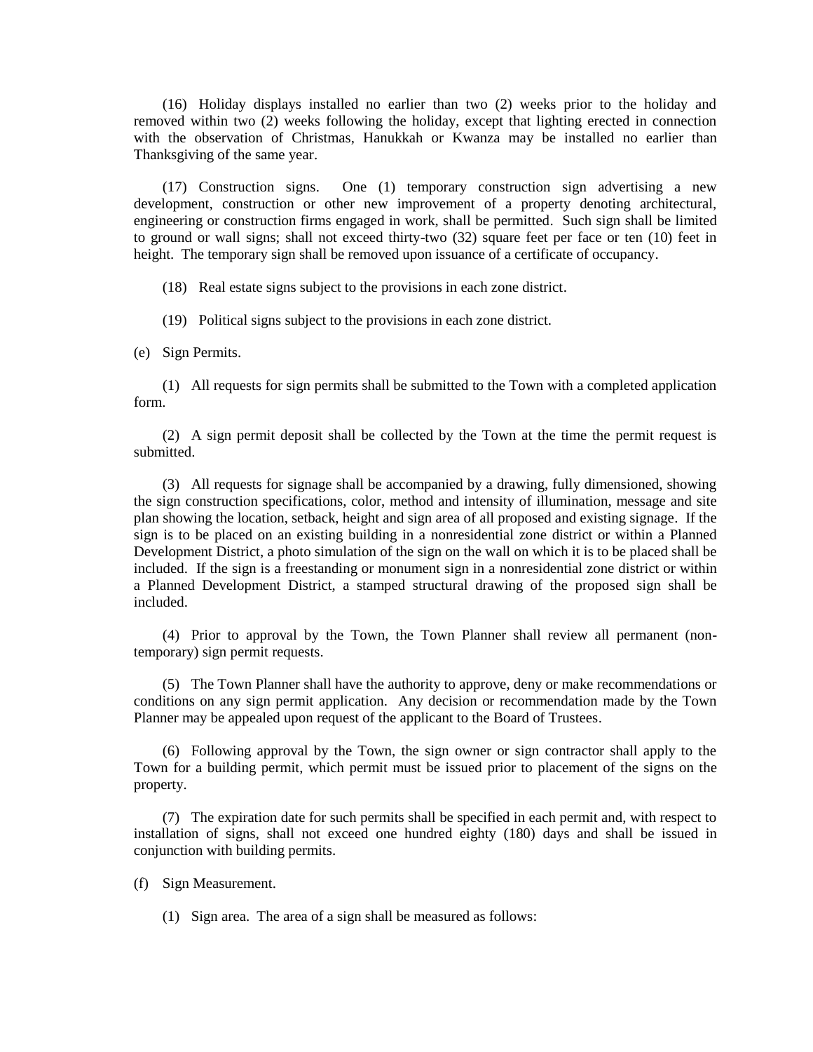(16) Holiday displays installed no earlier than two (2) weeks prior to the holiday and removed within two (2) weeks following the holiday, except that lighting erected in connection with the observation of Christmas, Hanukkah or Kwanza may be installed no earlier than Thanksgiving of the same year.

(17) Construction signs. One (1) temporary construction sign advertising a new development, construction or other new improvement of a property denoting architectural, engineering or construction firms engaged in work, shall be permitted. Such sign shall be limited to ground or wall signs; shall not exceed thirty-two (32) square feet per face or ten (10) feet in height. The temporary sign shall be removed upon issuance of a certificate of occupancy.

(18) Real estate signs subject to the provisions in each zone district.

(19) Political signs subject to the provisions in each zone district.

(e) Sign Permits.

(1) All requests for sign permits shall be submitted to the Town with a completed application form.

(2) A sign permit deposit shall be collected by the Town at the time the permit request is submitted.

(3) All requests for signage shall be accompanied by a drawing, fully dimensioned, showing the sign construction specifications, color, method and intensity of illumination, message and site plan showing the location, setback, height and sign area of all proposed and existing signage. If the sign is to be placed on an existing building in a nonresidential zone district or within a Planned Development District, a photo simulation of the sign on the wall on which it is to be placed shall be included. If the sign is a freestanding or monument sign in a nonresidential zone district or within a Planned Development District, a stamped structural drawing of the proposed sign shall be included.

(4) Prior to approval by the Town, the Town Planner shall review all permanent (non-temporary) sign permit requests.

(5) The Town Planner shall have the authority to approve, deny or make recommendations or conditions on any sign permit application. Any decision or recommendation made by the Town Planner may be appealed upon request of the applicant to the Board of Trustees.

(6) Following approval by the Town, the sign owner or sign contractor shall apply to the Town for a building permit, which permit must be issued prior to placement of the signs on the property.

(7) The expiration date for such permits shall be specified in each permit and, with respect to installation of signs, shall not exceed one hundred eighty (180) days and shall be issued in conjunction with building permits.

(f) Sign Measurement.

(1) Sign area. The area of a sign shall be measured as follows: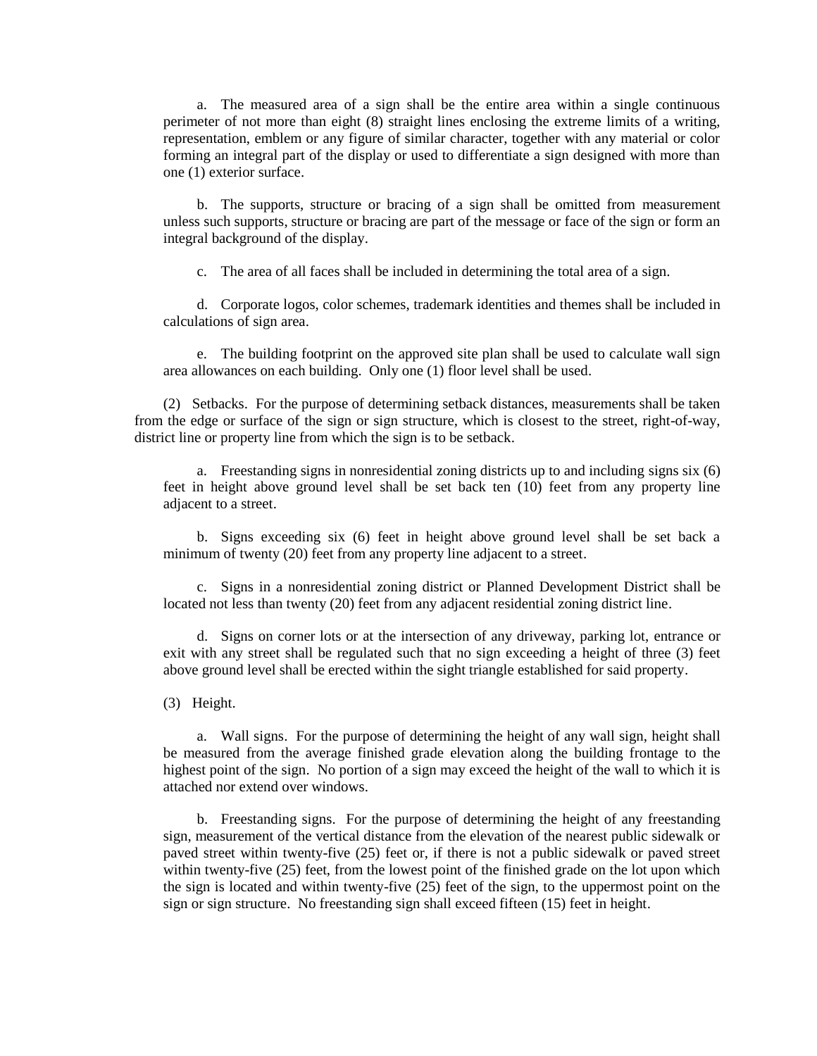a. The measured area of a sign shall be the entire area within a single continuous perimeter of not more than eight (8) straight lines enclosing the extreme limits of a writing, representation, emblem or any figure of similar character, together with any material or color forming an integral part of the display or used to differentiate a sign designed with more than one (1) exterior surface.

b. The supports, structure or bracing of a sign shall be omitted from measurement unless such supports, structure or bracing are part of the message or face of the sign or form an integral background of the display.

c. The area of all faces shall be included in determining the total area of a sign.

d. Corporate logos, color schemes, trademark identities and themes shall be included in calculations of sign area.

e. The building footprint on the approved site plan shall be used to calculate wall sign area allowances on each building. Only one (1) floor level shall be used.

(2) Setbacks. For the purpose of determining setback distances, measurements shall be taken from the edge or surface of the sign or sign structure, which is closest to the street, right-of-way, district line or property line from which the sign is to be setback.

a. Freestanding signs in nonresidential zoning districts up to and including signs six (6) feet in height above ground level shall be set back ten (10) feet from any property line adjacent to a street.

b. Signs exceeding six (6) feet in height above ground level shall be set back a minimum of twenty (20) feet from any property line adjacent to a street.

c. Signs in a nonresidential zoning district or Planned Development District shall be located not less than twenty (20) feet from any adjacent residential zoning district line.

d. Signs on corner lots or at the intersection of any driveway, parking lot, entrance or exit with any street shall be regulated such that no sign exceeding a height of three (3) feet above ground level shall be erected within the sight triangle established for said property.

(3) Height.

a. Wall signs. For the purpose of determining the height of any wall sign, height shall be measured from the average finished grade elevation along the building frontage to the highest point of the sign. No portion of a sign may exceed the height of the wall to which it is attached nor extend over windows.

b. Freestanding signs. For the purpose of determining the height of any freestanding sign, measurement of the vertical distance from the elevation of the nearest public sidewalk or paved street within twenty-five (25) feet or, if there is not a public sidewalk or paved street within twenty-five (25) feet, from the lowest point of the finished grade on the lot upon which the sign is located and within twenty-five (25) feet of the sign, to the uppermost point on the sign or sign structure. No freestanding sign shall exceed fifteen (15) feet in height.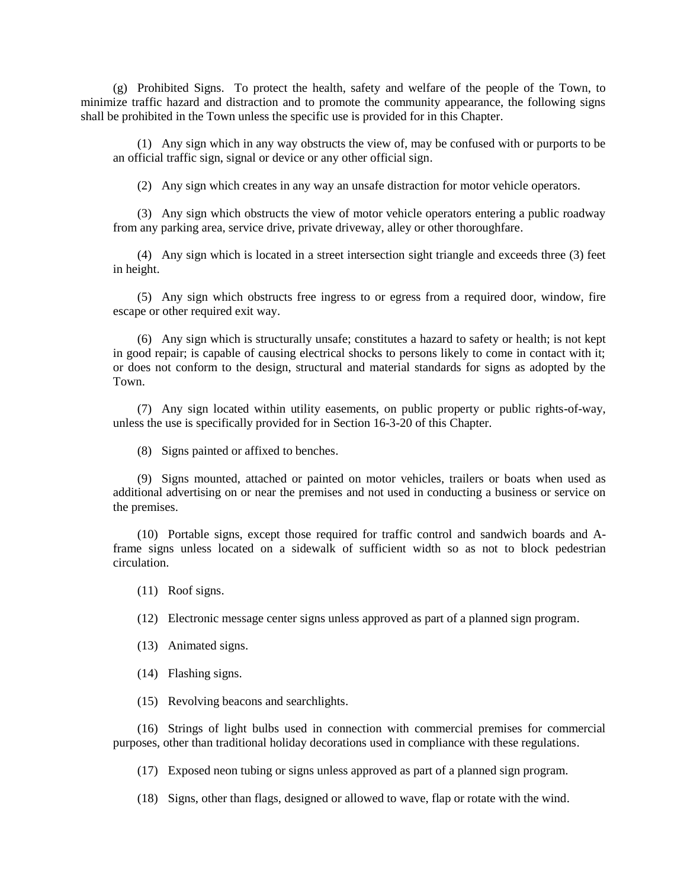(g) Prohibited Signs. To protect the health, safety and welfare of the people of the Town, to minimize traffic hazard and distraction and to promote the community appearance, the following signs shall be prohibited in the Town unless the specific use is provided for in this Chapter.

(1) Any sign which in any way obstructs the view of, may be confused with or purports to be an official traffic sign, signal or device or any other official sign.

(2) Any sign which creates in any way an unsafe distraction for motor vehicle operators.

(3) Any sign which obstructs the view of motor vehicle operators entering a public roadway from any parking area, service drive, private driveway, alley or other thoroughfare.

(4) Any sign which is located in a street intersection sight triangle and exceeds three (3) feet in height.

(5) Any sign which obstructs free ingress to or egress from a required door, window, fire escape or other required exit way.

(6) Any sign which is structurally unsafe; constitutes a hazard to safety or health; is not kept in good repair; is capable of causing electrical shocks to persons likely to come in contact with it; or does not conform to the design, structural and material standards for signs as adopted by the Town.

(7) Any sign located within utility easements, on public property or public rights-of-way, unless the use is specifically provided for in Section 16-3-20 of this Chapter.

(8) Signs painted or affixed to benches.

(9) Signs mounted, attached or painted on motor vehicles, trailers or boats when used as additional advertising on or near the premises and not used in conducting a business or service on the premises.

(10) Portable signs, except those required for traffic control and sandwich boards and A-frame signs unless located on a sidewalk of sufficient width so as not to block pedestrian circulation.

(11) Roof signs.

(12) Electronic message center signs unless approved as part of a planned sign program.

(13) Animated signs.

(14) Flashing signs.

(15) Revolving beacons and searchlights.

(16) Strings of light bulbs used in connection with commercial premises for commercial purposes, other than traditional holiday decorations used in compliance with these regulations.

(17) Exposed neon tubing or signs unless approved as part of a planned sign program.

(18) Signs, other than flags, designed or allowed to wave, flap or rotate with the wind.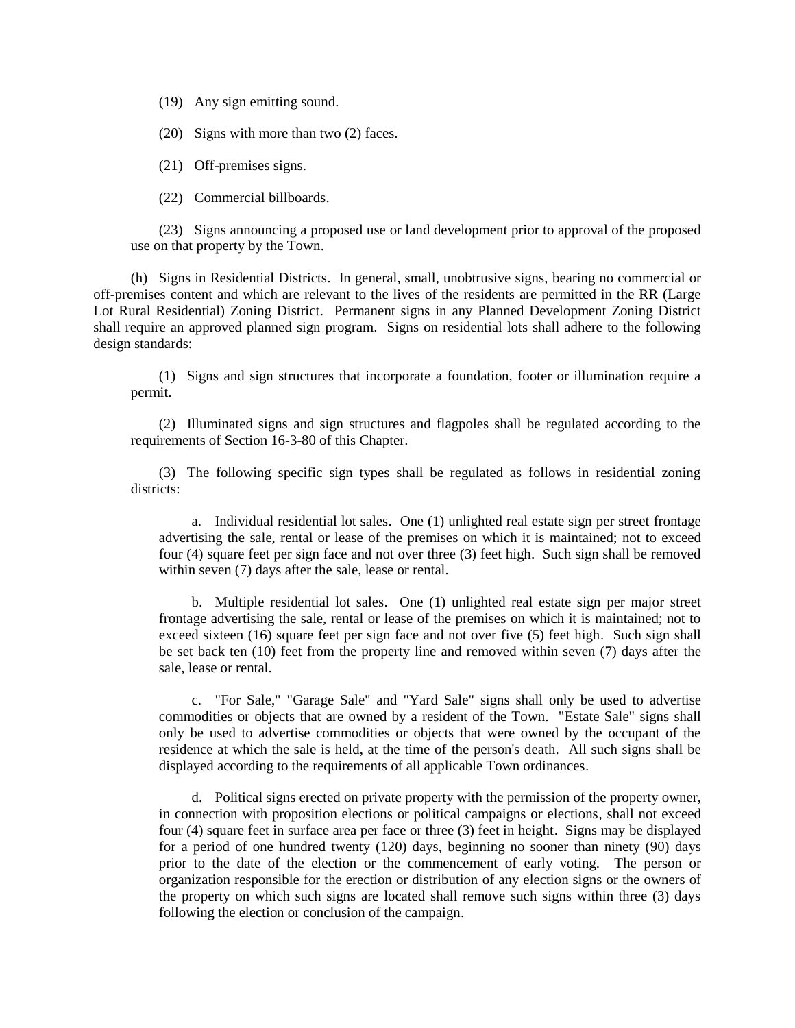(19) Any sign emitting sound.

(20) Signs with more than two (2) faces.

(21) Off-premises signs.

(22) Commercial billboards.

(23) Signs announcing a proposed use or land development prior to approval of the proposed use on that property by the Town.

(h) Signs in Residential Districts. In general, small, unobtrusive signs, bearing no commercial or off-premises content and which are relevant to the lives of the residents are permitted in the RR (Large Lot Rural Residential) Zoning District. Permanent signs in any Planned Development Zoning District shall require an approved planned sign program. Signs on residential lots shall adhere to the following design standards:

(1) Signs and sign structures that incorporate a foundation, footer or illumination require a permit.

(2) Illuminated signs and sign structures and flagpoles shall be regulated according to the requirements of Section 16-3-80 of this Chapter.

(3) The following specific sign types shall be regulated as follows in residential zoning districts:

a. Individual residential lot sales. One (1) unlighted real estate sign per street frontage advertising the sale, rental or lease of the premises on which it is maintained; not to exceed four (4) square feet per sign face and not over three (3) feet high. Such sign shall be removed within seven (7) days after the sale, lease or rental.

b. Multiple residential lot sales. One (1) unlighted real estate sign per major street frontage advertising the sale, rental or lease of the premises on which it is maintained; not to exceed sixteen (16) square feet per sign face and not over five (5) feet high. Such sign shall be set back ten (10) feet from the property line and removed within seven (7) days after the sale, lease or rental.

c. "For Sale," "Garage Sale" and "Yard Sale" signs shall only be used to advertise commodities or objects that are owned by a resident of the Town. "Estate Sale" signs shall only be used to advertise commodities or objects that were owned by the occupant of the residence at which the sale is held, at the time of the person's death. All such signs shall be displayed according to the requirements of all applicable Town ordinances.

d. Political signs erected on private property with the permission of the property owner, in connection with proposition elections or political campaigns or elections, shall not exceed four (4) square feet in surface area per face or three (3) feet in height. Signs may be displayed for a period of one hundred twenty (120) days, beginning no sooner than ninety (90) days prior to the date of the election or the commencement of early voting. The person or organization responsible for the erection or distribution of any election signs or the owners of the property on which such signs are located shall remove such signs within three (3) days following the election or conclusion of the campaign.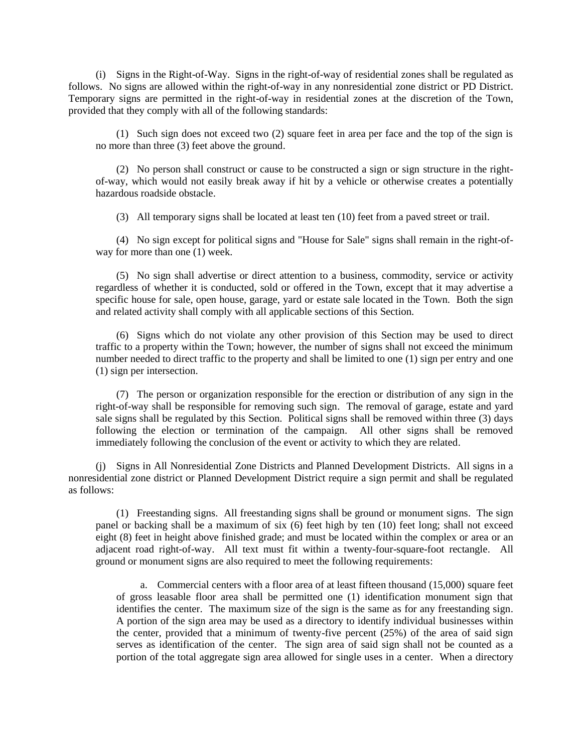(i) Signs in the Right-of-Way. Signs in the right-of-way of residential zones shall be regulated as follows. No signs are allowed within the right-of-way in any nonresidential zone district or PD District. Temporary signs are permitted in the right-of-way in residential zones at the discretion of the Town, provided that they comply with all of the following standards:

(1) Such sign does not exceed two (2) square feet in area per face and the top of the sign is no more than three (3) feet above the ground.

(2) No person shall construct or cause to be constructed a sign or sign structure in the right-of-way, which would not easily break away if hit by a vehicle or otherwise creates a potentially hazardous roadside obstacle.

(3) All temporary signs shall be located at least ten (10) feet from a paved street or trail.

(4) No sign except for political signs and "House for Sale" signs shall remain in the right-of-way for more than one (1) week.

(5) No sign shall advertise or direct attention to a business, commodity, service or activity regardless of whether it is conducted, sold or offered in the Town, except that it may advertise a specific house for sale, open house, garage, yard or estate sale located in the Town. Both the sign and related activity shall comply with all applicable sections of this Section.

(6) Signs which do not violate any other provision of this Section may be used to direct traffic to a property within the Town; however, the number of signs shall not exceed the minimum number needed to direct traffic to the property and shall be limited to one (1) sign per entry and one (1) sign per intersection.

(7) The person or organization responsible for the erection or distribution of any sign in the right-of-way shall be responsible for removing such sign. The removal of garage, estate and yard sale signs shall be regulated by this Section. Political signs shall be removed within three (3) days following the election or termination of the campaign. All other signs shall be removed immediately following the conclusion of the event or activity to which they are related.

(j) Signs in All Nonresidential Zone Districts and Planned Development Districts. All signs in a nonresidential zone district or Planned Development District require a sign permit and shall be regulated as follows:

(1) Freestanding signs. All freestanding signs shall be ground or monument signs. The sign panel or backing shall be a maximum of six (6) feet high by ten (10) feet long; shall not exceed eight (8) feet in height above finished grade; and must be located within the complex or area or an adjacent road right-of-way. All text must fit within a twenty-four-square-foot rectangle. All ground or monument signs are also required to meet the following requirements:

a. Commercial centers with a floor area of at least fifteen thousand (15,000) square feet of gross leasable floor area shall be permitted one (1) identification monument sign that identifies the center. The maximum size of the sign is the same as for any freestanding sign. A portion of the sign area may be used as a directory to identify individual businesses within the center, provided that a minimum of twenty-five percent (25%) of the area of said sign serves as identification of the center. The sign area of said sign shall not be counted as a portion of the total aggregate sign area allowed for single uses in a center. When a directory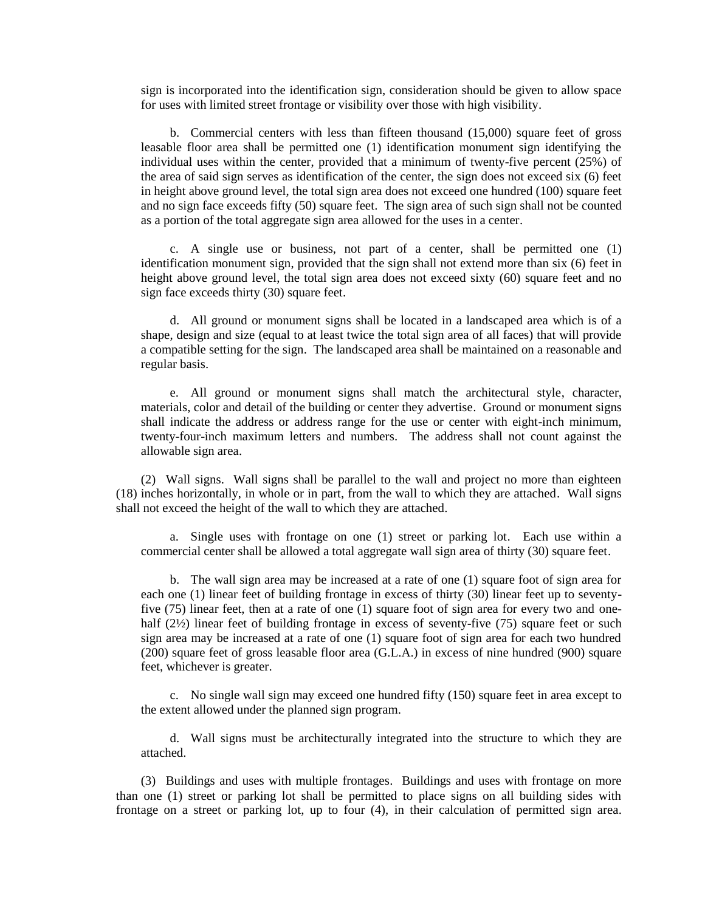sign is incorporated into the identification sign, consideration should be given to allow space for uses with limited street frontage or visibility over those with high visibility.

b. Commercial centers with less than fifteen thousand (15,000) square feet of gross leasable floor area shall be permitted one (1) identification monument sign identifying the individual uses within the center, provided that a minimum of twenty-five percent (25%) of the area of said sign serves as identification of the center, the sign does not exceed six (6) feet in height above ground level, the total sign area does not exceed one hundred (100) square feet and no sign face exceeds fifty (50) square feet. The sign area of such sign shall not be counted as a portion of the total aggregate sign area allowed for the uses in a center.

c. A single use or business, not part of a center, shall be permitted one (1) identification monument sign, provided that the sign shall not extend more than six (6) feet in height above ground level, the total sign area does not exceed sixty (60) square feet and no sign face exceeds thirty (30) square feet.

d. All ground or monument signs shall be located in a landscaped area which is of a shape, design and size (equal to at least twice the total sign area of all faces) that will provide a compatible setting for the sign. The landscaped area shall be maintained on a reasonable and regular basis.

e. All ground or monument signs shall match the architectural style, character, materials, color and detail of the building or center they advertise. Ground or monument signs shall indicate the address or address range for the use or center with eight-inch minimum, twenty-four-inch maximum letters and numbers. The address shall not count against the allowable sign area.

(2) Wall signs. Wall signs shall be parallel to the wall and project no more than eighteen (18) inches horizontally, in whole or in part, from the wall to which they are attached. Wall signs shall not exceed the height of the wall to which they are attached.

a. Single uses with frontage on one (1) street or parking lot. Each use within a commercial center shall be allowed a total aggregate wall sign area of thirty (30) square feet.

b. The wall sign area may be increased at a rate of one (1) square foot of sign area for each one (1) linear feet of building frontage in excess of thirty (30) linear feet up to seventy-five (75) linear feet, then at a rate of one (1) square foot of sign area for every two and one-half (2½) linear feet of building frontage in excess of seventy-five (75) square feet or such sign area may be increased at a rate of one (1) square foot of sign area for each two hundred (200) square feet of gross leasable floor area (G.L.A.) in excess of nine hundred (900) square feet, whichever is greater.

c. No single wall sign may exceed one hundred fifty (150) square feet in area except to the extent allowed under the planned sign program.

d. Wall signs must be architecturally integrated into the structure to which they are attached.

(3) Buildings and uses with multiple frontages. Buildings and uses with frontage on more than one (1) street or parking lot shall be permitted to place signs on all building sides with frontage on a street or parking lot, up to four (4), in their calculation of permitted sign area.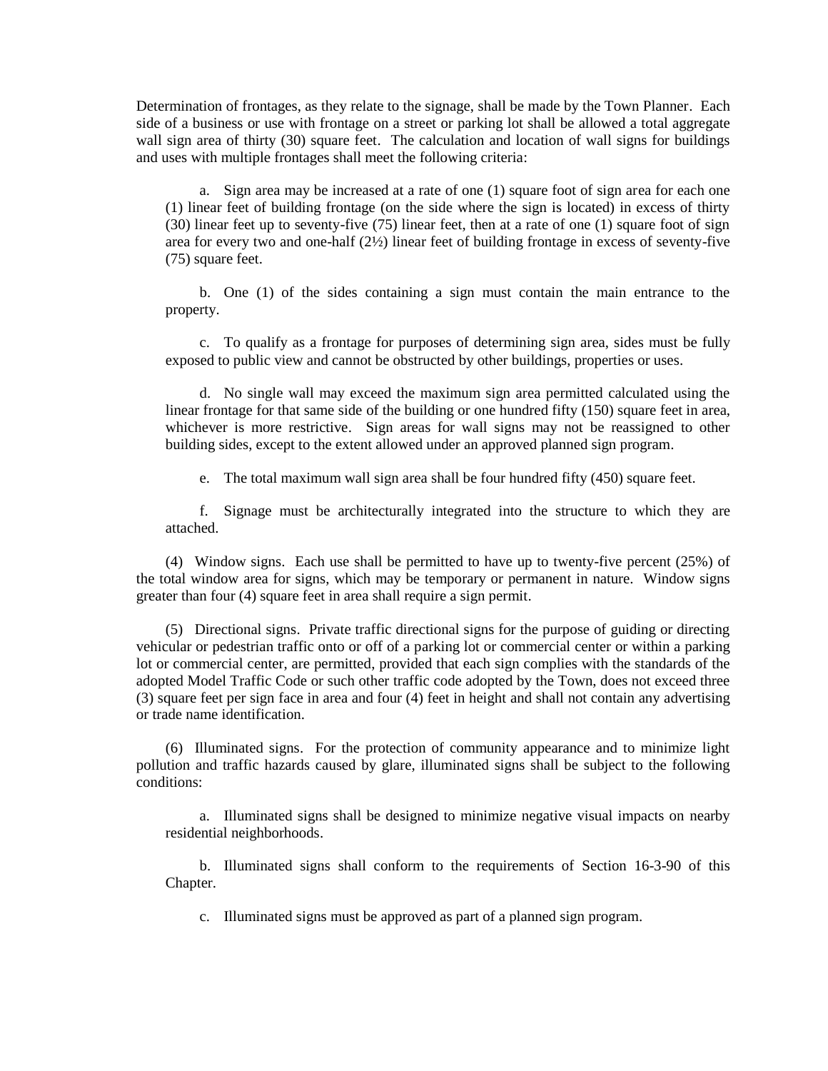Determination of frontages, as they relate to the signage, shall be made by the Town Planner. Each side of a business or use with frontage on a street or parking lot shall be allowed a total aggregate wall sign area of thirty (30) square feet. The calculation and location of wall signs for buildings and uses with multiple frontages shall meet the following criteria:

a. Sign area may be increased at a rate of one (1) square foot of sign area for each one (1) linear feet of building frontage (on the side where the sign is located) in excess of thirty (30) linear feet up to seventy-five (75) linear feet, then at a rate of one (1) square foot of sign area for every two and one-half (2½) linear feet of building frontage in excess of seventy-five (75) square feet.

b. One (1) of the sides containing a sign must contain the main entrance to the property.

c. To qualify as a frontage for purposes of determining sign area, sides must be fully exposed to public view and cannot be obstructed by other buildings, properties or uses.

d. No single wall may exceed the maximum sign area permitted calculated using the linear frontage for that same side of the building or one hundred fifty (150) square feet in area, whichever is more restrictive. Sign areas for wall signs may not be reassigned to other building sides, except to the extent allowed under an approved planned sign program.

e. The total maximum wall sign area shall be four hundred fifty (450) square feet.

f. Signage must be architecturally integrated into the structure to which they are attached.

(4) Window signs. Each use shall be permitted to have up to twenty-five percent (25%) of the total window area for signs, which may be temporary or permanent in nature. Window signs greater than four (4) square feet in area shall require a sign permit.

(5) Directional signs. Private traffic directional signs for the purpose of guiding or directing vehicular or pedestrian traffic onto or off of a parking lot or commercial center or within a parking lot or commercial center, are permitted, provided that each sign complies with the standards of the adopted Model Traffic Code or such other traffic code adopted by the Town, does not exceed three (3) square feet per sign face in area and four (4) feet in height and shall not contain any advertising or trade name identification.

(6) Illuminated signs. For the protection of community appearance and to minimize light pollution and traffic hazards caused by glare, illuminated signs shall be subject to the following conditions:

a. Illuminated signs shall be designed to minimize negative visual impacts on nearby residential neighborhoods.

b. Illuminated signs shall conform to the requirements of Section 16-3-90 of this Chapter.

c. Illuminated signs must be approved as part of a planned sign program.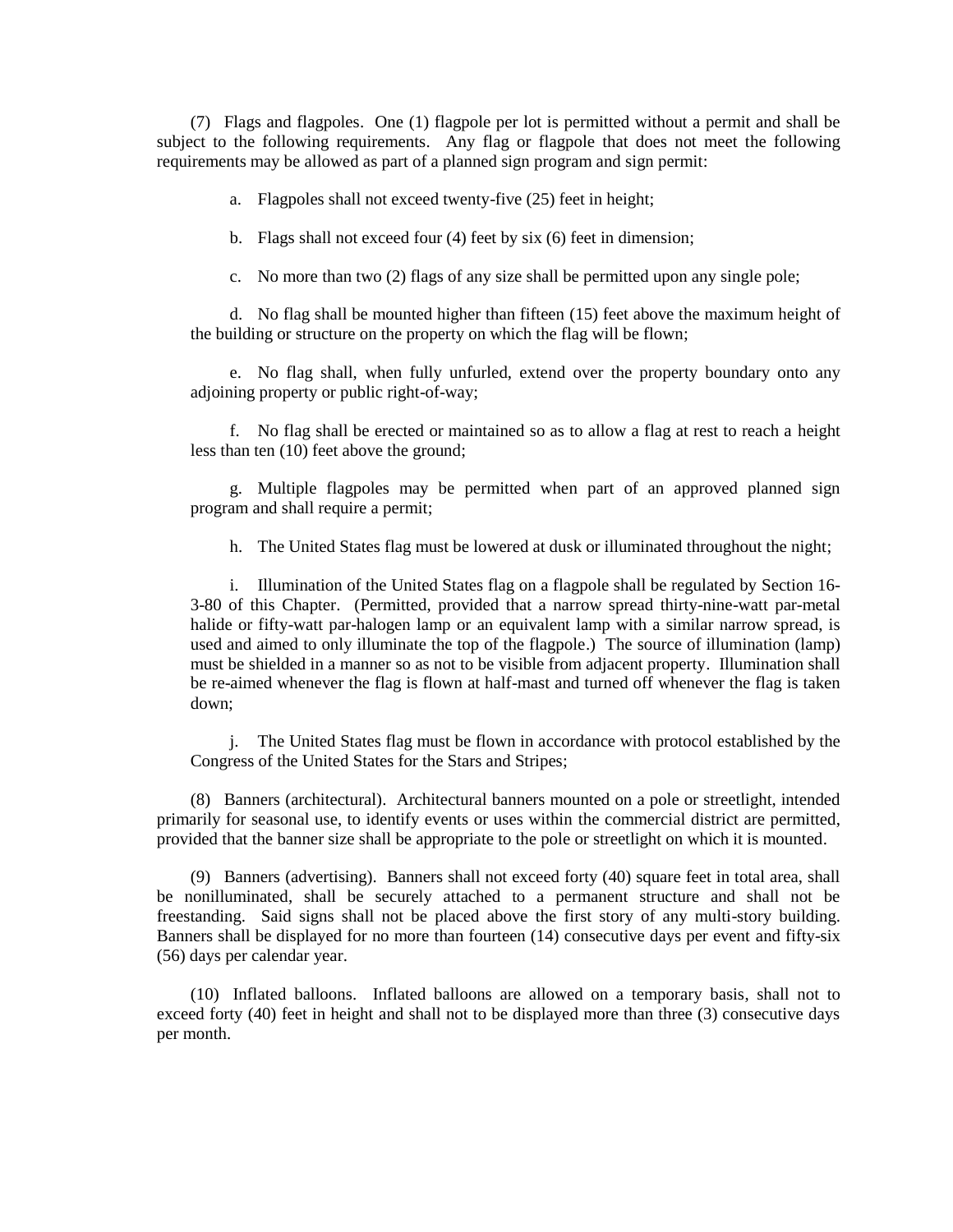(7) Flags and flagpoles. One (1) flagpole per lot is permitted without a permit and shall be subject to the following requirements. Any flag or flagpole that does not meet the following requirements may be allowed as part of a planned sign program and sign permit:

a. Flagpoles shall not exceed twenty-five (25) feet in height;

b. Flags shall not exceed four (4) feet by six (6) feet in dimension;

c. No more than two (2) flags of any size shall be permitted upon any single pole;

d. No flag shall be mounted higher than fifteen (15) feet above the maximum height of the building or structure on the property on which the flag will be flown;

e. No flag shall, when fully unfurled, extend over the property boundary onto any adjoining property or public right-of-way;

f. No flag shall be erected or maintained so as to allow a flag at rest to reach a height less than ten (10) feet above the ground;

g. Multiple flagpoles may be permitted when part of an approved planned sign program and shall require a permit;

h. The United States flag must be lowered at dusk or illuminated throughout the night;

i. Illumination of the United States flag on a flagpole shall be regulated by Section 16-3-80 of this Chapter. (Permitted, provided that a narrow spread thirty-nine-watt par-metal halide or fifty-watt par-halogen lamp or an equivalent lamp with a similar narrow spread, is used and aimed to only illuminate the top of the flagpole.) The source of illumination (lamp) must be shielded in a manner so as not to be visible from adjacent property. Illumination shall be re-aimed whenever the flag is flown at half-mast and turned off whenever the flag is taken down;

j. The United States flag must be flown in accordance with protocol established by the Congress of the United States for the Stars and Stripes;

(8) Banners (architectural). Architectural banners mounted on a pole or streetlight, intended primarily for seasonal use, to identify events or uses within the commercial district are permitted, provided that the banner size shall be appropriate to the pole or streetlight on which it is mounted.

(9) Banners (advertising). Banners shall not exceed forty (40) square feet in total area, shall be nonilluminated, shall be securely attached to a permanent structure and shall not be freestanding. Said signs shall not be placed above the first story of any multi-story building. Banners shall be displayed for no more than fourteen (14) consecutive days per event and fifty-six (56) days per calendar year.

(10) Inflated balloons. Inflated balloons are allowed on a temporary basis, shall not to exceed forty (40) feet in height and shall not to be displayed more than three (3) consecutive days per month.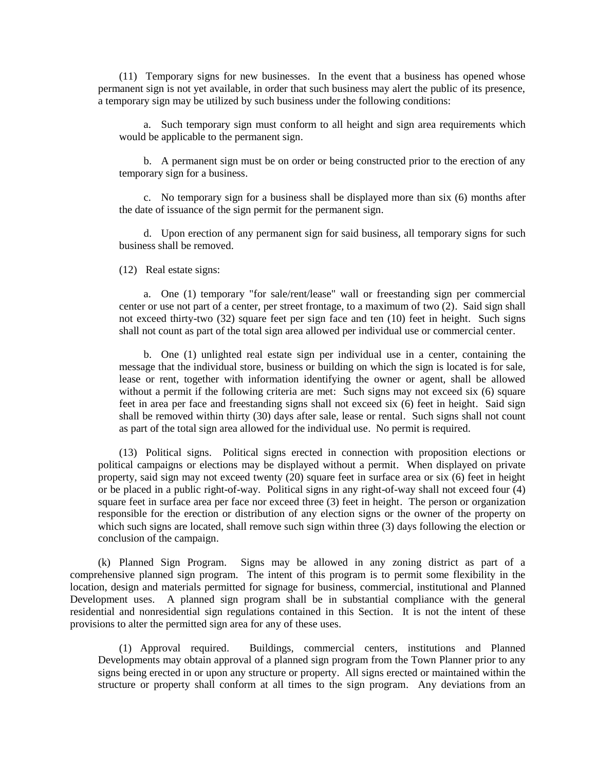(11) Temporary signs for new businesses. In the event that a business has opened whose permanent sign is not yet available, in order that such business may alert the public of its presence, a temporary sign may be utilized by such business under the following conditions:

a. Such temporary sign must conform to all height and sign area requirements which would be applicable to the permanent sign.

b. A permanent sign must be on order or being constructed prior to the erection of any temporary sign for a business.

c. No temporary sign for a business shall be displayed more than six (6) months after the date of issuance of the sign permit for the permanent sign.

d. Upon erection of any permanent sign for said business, all temporary signs for such business shall be removed.

(12) Real estate signs:

a. One (1) temporary "for sale/rent/lease" wall or freestanding sign per commercial center or use not part of a center, per street frontage, to a maximum of two (2). Said sign shall not exceed thirty-two (32) square feet per sign face and ten (10) feet in height. Such signs shall not count as part of the total sign area allowed per individual use or commercial center.

b. One (1) unlighted real estate sign per individual use in a center, containing the message that the individual store, business or building on which the sign is located is for sale, lease or rent, together with information identifying the owner or agent, shall be allowed without a permit if the following criteria are met: Such signs may not exceed six (6) square feet in area per face and freestanding signs shall not exceed six (6) feet in height. Said sign shall be removed within thirty (30) days after sale, lease or rental. Such signs shall not count as part of the total sign area allowed for the individual use. No permit is required.

(13) Political signs. Political signs erected in connection with proposition elections or political campaigns or elections may be displayed without a permit. When displayed on private property, said sign may not exceed twenty (20) square feet in surface area or six (6) feet in height or be placed in a public right-of-way. Political signs in any right-of-way shall not exceed four (4) square feet in surface area per face nor exceed three (3) feet in height. The person or organization responsible for the erection or distribution of any election signs or the owner of the property on which such signs are located, shall remove such sign within three (3) days following the election or conclusion of the campaign.

(k) Planned Sign Program. Signs may be allowed in any zoning district as part of a comprehensive planned sign program. The intent of this program is to permit some flexibility in the location, design and materials permitted for signage for business, commercial, institutional and Planned Development uses. A planned sign program shall be in substantial compliance with the general residential and nonresidential sign regulations contained in this Section. It is not the intent of these provisions to alter the permitted sign area for any of these uses.

(1) Approval required. Buildings, commercial centers, institutions and Planned Developments may obtain approval of a planned sign program from the Town Planner prior to any signs being erected in or upon any structure or property. All signs erected or maintained within the structure or property shall conform at all times to the sign program. Any deviations from an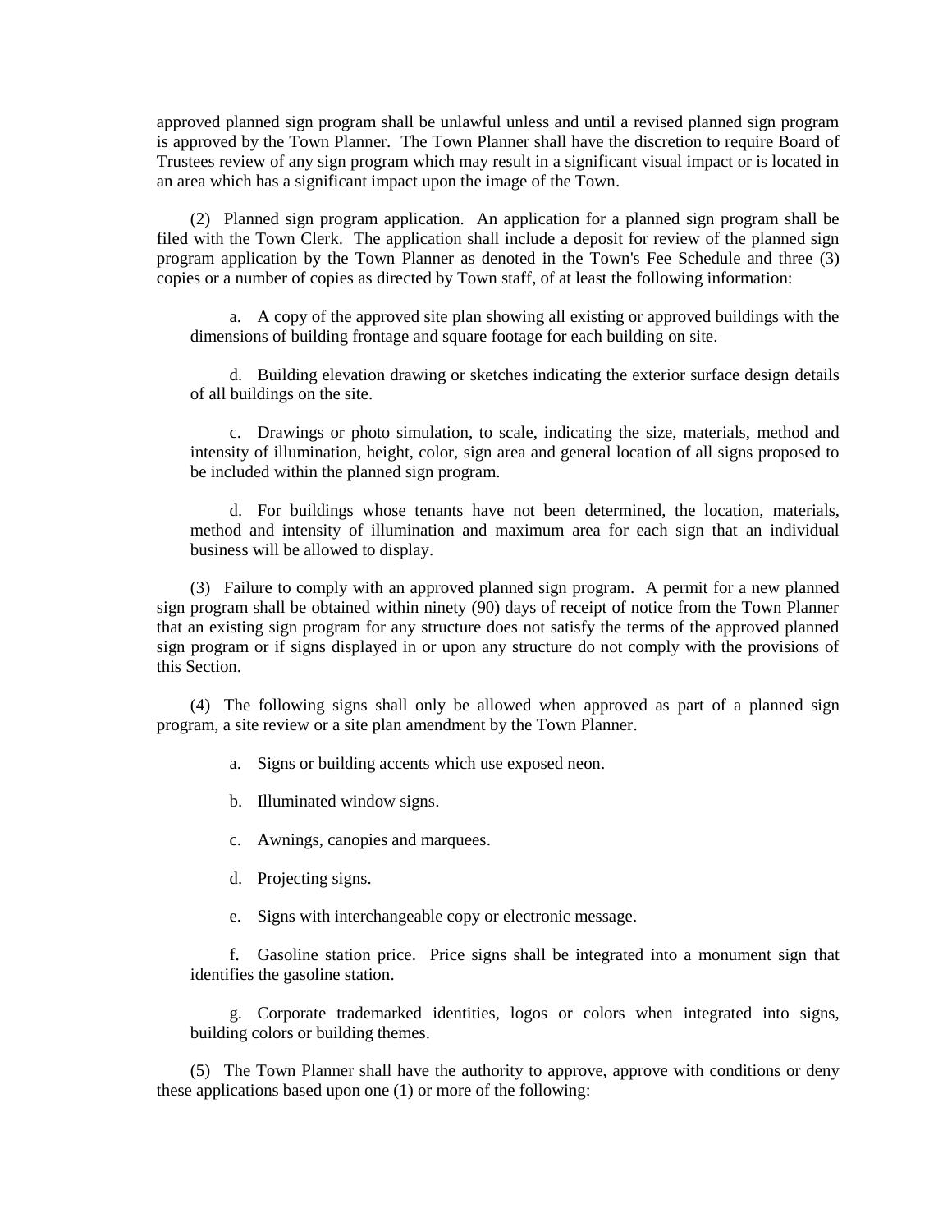approved planned sign program shall be unlawful unless and until a revised planned sign program is approved by the Town Planner. The Town Planner shall have the discretion to require Board of Trustees review of any sign program which may result in a significant visual impact or is located in an area which has a significant impact upon the image of the Town.

(2) Planned sign program application. An application for a planned sign program shall be filed with the Town Clerk. The application shall include a deposit for review of the planned sign program application by the Town Planner as denoted in the Town's Fee Schedule and three (3) copies or a number of copies as directed by Town staff, of at least the following information:

a. A copy of the approved site plan showing all existing or approved buildings with the dimensions of building frontage and square footage for each building on site.

d. Building elevation drawing or sketches indicating the exterior surface design details of all buildings on the site.

c. Drawings or photo simulation, to scale, indicating the size, materials, method and intensity of illumination, height, color, sign area and general location of all signs proposed to be included within the planned sign program.

d. For buildings whose tenants have not been determined, the location, materials, method and intensity of illumination and maximum area for each sign that an individual business will be allowed to display.

(3) Failure to comply with an approved planned sign program. A permit for a new planned sign program shall be obtained within ninety (90) days of receipt of notice from the Town Planner that an existing sign program for any structure does not satisfy the terms of the approved planned sign program or if signs displayed in or upon any structure do not comply with the provisions of this Section.

(4) The following signs shall only be allowed when approved as part of a planned sign program, a site review or a site plan amendment by the Town Planner.

a. Signs or building accents which use exposed neon.

b. Illuminated window signs.

c. Awnings, canopies and marquees.

d. Projecting signs.

e. Signs with interchangeable copy or electronic message.

f. Gasoline station price. Price signs shall be integrated into a monument sign that identifies the gasoline station.

g. Corporate trademarked identities, logos or colors when integrated into signs, building colors or building themes.

(5) The Town Planner shall have the authority to approve, approve with conditions or deny these applications based upon one (1) or more of the following: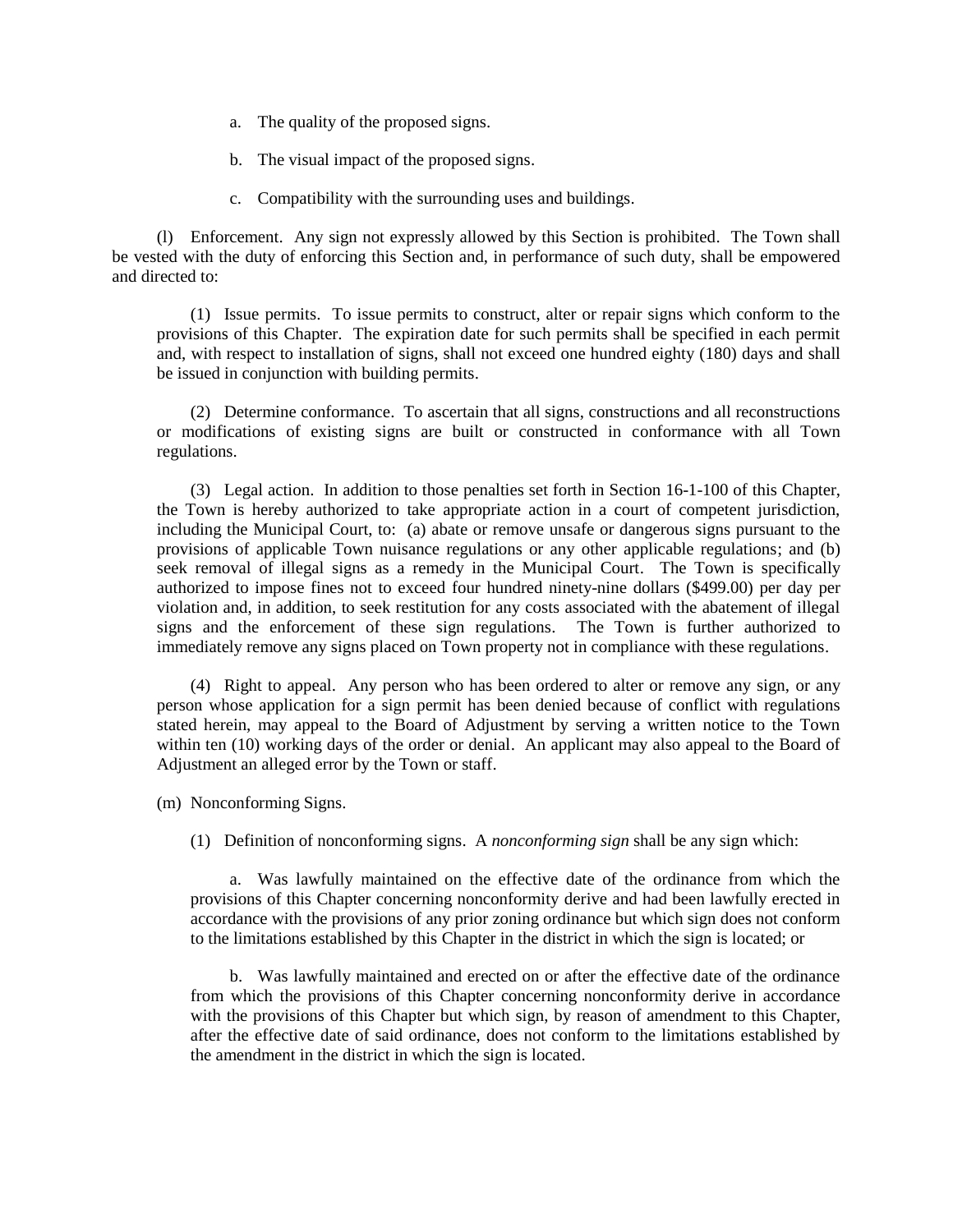a. The quality of the proposed signs.

b. The visual impact of the proposed signs.

c. Compatibility with the surrounding uses and buildings.

(l) Enforcement. Any sign not expressly allowed by this Section is prohibited. The Town shall be vested with the duty of enforcing this Section and, in performance of such duty, shall be empowered and directed to:

(1) Issue permits. To issue permits to construct, alter or repair signs which conform to the provisions of this Chapter. The expiration date for such permits shall be specified in each permit and, with respect to installation of signs, shall not exceed one hundred eighty (180) days and shall be issued in conjunction with building permits.

(2) Determine conformance. To ascertain that all signs, constructions and all reconstructions or modifications of existing signs are built or constructed in conformance with all Town regulations.

(3) Legal action. In addition to those penalties set forth in Section 16-1-100 of this Chapter, the Town is hereby authorized to take appropriate action in a court of competent jurisdiction, including the Municipal Court, to: (a) abate or remove unsafe or dangerous signs pursuant to the provisions of applicable Town nuisance regulations or any other applicable regulations; and (b) seek removal of illegal signs as a remedy in the Municipal Court. The Town is specifically authorized to impose fines not to exceed four hundred ninety-nine dollars ($499.00) per day per violation and, in addition, to seek restitution for any costs associated with the abatement of illegal signs and the enforcement of these sign regulations. The Town is further authorized to immediately remove any signs placed on Town property not in compliance with these regulations.

(4) Right to appeal. Any person who has been ordered to alter or remove any sign, or any person whose application for a sign permit has been denied because of conflict with regulations stated herein, may appeal to the Board of Adjustment by serving a written notice to the Town within ten (10) working days of the order or denial. An applicant may also appeal to the Board of Adjustment an alleged error by the Town or staff.

(m) Nonconforming Signs.

(1) Definition of nonconforming signs. A *nonconforming sign* shall be any sign which:

a. Was lawfully maintained on the effective date of the ordinance from which the provisions of this Chapter concerning nonconformity derive and had been lawfully erected in accordance with the provisions of any prior zoning ordinance but which sign does not conform to the limitations established by this Chapter in the district in which the sign is located; or

b. Was lawfully maintained and erected on or after the effective date of the ordinance from which the provisions of this Chapter concerning nonconformity derive in accordance with the provisions of this Chapter but which sign, by reason of amendment to this Chapter, after the effective date of said ordinance, does not conform to the limitations established by the amendment in the district in which the sign is located.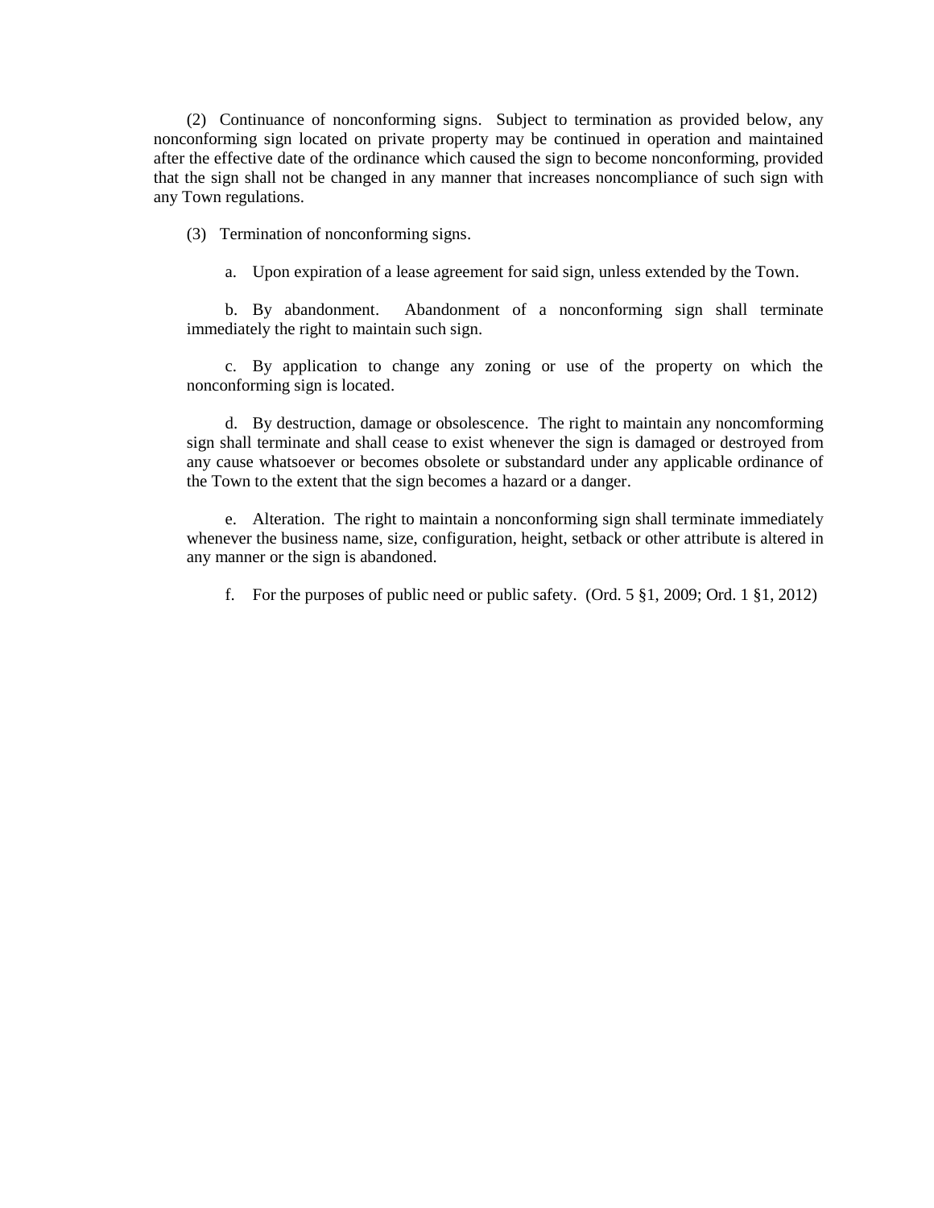(2) Continuance of nonconforming signs. Subject to termination as provided below, any nonconforming sign located on private property may be continued in operation and maintained after the effective date of the ordinance which caused the sign to become nonconforming, provided that the sign shall not be changed in any manner that increases noncompliance of such sign with any Town regulations.

(3) Termination of nonconforming signs.

a. Upon expiration of a lease agreement for said sign, unless extended by the Town.

b. By abandonment. Abandonment of a nonconforming sign shall terminate immediately the right to maintain such sign.

c. By application to change any zoning or use of the property on which the nonconforming sign is located.

d. By destruction, damage or obsolescence. The right to maintain any noncomforming sign shall terminate and shall cease to exist whenever the sign is damaged or destroyed from any cause whatsoever or becomes obsolete or substandard under any applicable ordinance of the Town to the extent that the sign becomes a hazard or a danger.

e. Alteration. The right to maintain a nonconforming sign shall terminate immediately whenever the business name, size, configuration, height, setback or other attribute is altered in any manner or the sign is abandoned.

f. For the purposes of public need or public safety. (Ord. 5 §1, 2009; Ord. 1 §1, 2012)